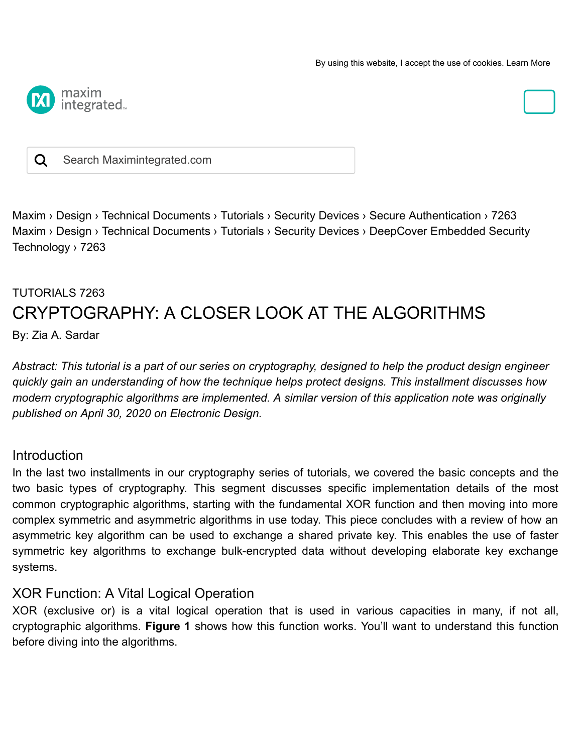Maxim › Design › Technical Documents › Tutorials › Security Devices › Secure Authentication › 7263
Maxim › Design › Technical Documents › Tutorials › Security Devices › DeepCover Embedded Security Technology › 7263

TUTORIALS 7263

# CRYPTOGRAPHY: A CLOSER LOOK AT THE ALGORITHMS

By: Zia A. Sardar

*Abstract: This tutorial is a part of our series on cryptography, designed to help the product design engineer quickly gain an understanding of how the technique helps protect designs. This installment discusses how modern cryptographic algorithms are implemented. A similar version of this application note was originally published on April 30, 2020 on Electronic Design.*

## Introduction

In the last two installments in our cryptography series of tutorials, we covered the basic concepts and the two basic types of cryptography. This segment discusses specific implementation details of the most common cryptographic algorithms, starting with the fundamental XOR function and then moving into more complex symmetric and asymmetric algorithms in use today. This piece concludes with a review of how an asymmetric key algorithm can be used to exchange a shared private key. This enables the use of faster symmetric key algorithms to exchange bulk-encrypted data without developing elaborate key exchange systems.

## XOR Function: A Vital Logical Operation

XOR (exclusive or) is a vital logical operation that is used in various capacities in many, if not all, cryptographic algorithms. **Figure 1** shows how this function works. You'll want to understand this function before diving into the algorithms.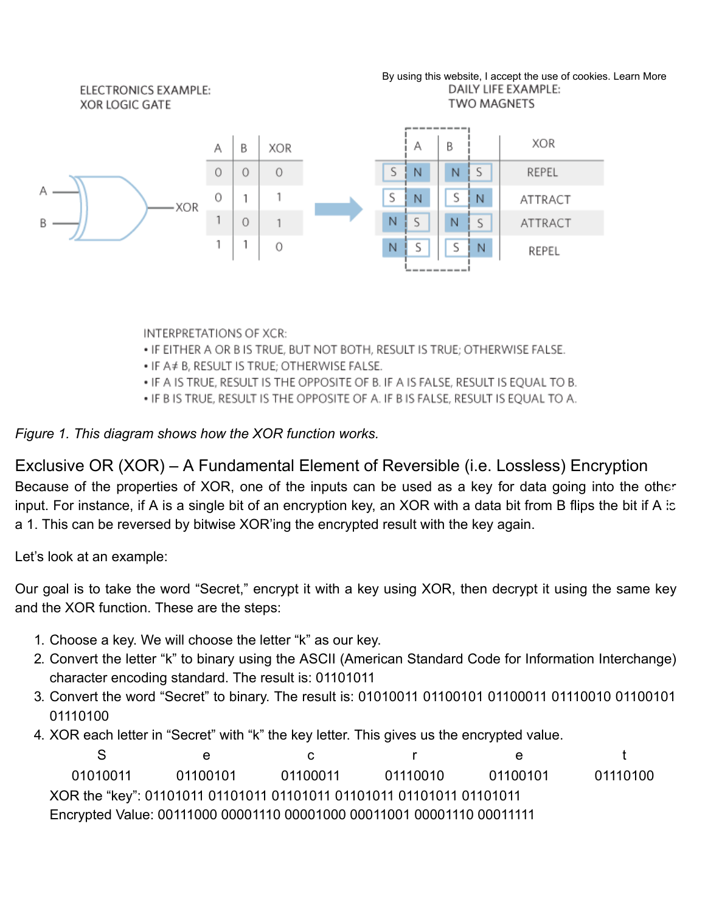ELECTRONICS EXAMPLE:
XOR LOGIC GATE

| A | B | XOR |
|---|---|---|
| 0 | 0 | 0 |
| 0 | 1 | 1 |
| 1 | 0 | 1 |
| 1 | 1 | 0 |

By using this website, I accept the use of cookies. Learn More

DAILY LIFE EXAMPLE:
TWO MAGNETS

| A | B | XOR |
|---|---|---|
| S N | N S | REPEL |
| S N | S N | ATTRACT |
| N S | N S | ATTRACT |
| N S | S N | REPEL |

INTERPRETATIONS OF XCR:

- IF EITHER A OR B IS TRUE, BUT NOT BOTH, RESULT IS TRUE; OTHERWISE FALSE.
- IF A≠ B, RESULT IS TRUE; OTHERWISE FALSE.
- IF A IS TRUE, RESULT IS THE OPPOSITE OF B. IF A IS FALSE, RESULT IS EQUAL TO B.
- IF B IS TRUE, RESULT IS THE OPPOSITE OF A. IF B IS FALSE, RESULT IS EQUAL TO A.

*Figure 1. This diagram shows how the XOR function works.*

## Exclusive OR (XOR) – A Fundamental Element of Reversible (i.e. Lossless) Encryption

Because of the properties of XOR, one of the inputs can be used as a key for data going into the other input. For instance, if A is a single bit of an encryption key, an XOR with a data bit from B flips the bit if A is a 1. This can be reversed by bitwise XOR'ing the encrypted result with the key again.

Let's look at an example:

Our goal is to take the word "Secret," encrypt it with a key using XOR, then decrypt it using the same key and the XOR function. These are the steps:

1. Choose a key. We will choose the letter "k" as our key.
2. Convert the letter "k" to binary using the ASCII (American Standard Code for Information Interchange) character encoding standard. The result is: 01101011
3. Convert the word "Secret" to binary. The result is: 01010011 01100101 01100011 01110010 01100101 01110100
4. XOR each letter in "Secret" with "k" the key letter. This gives us the encrypted value.

| S | e | c | r | e | t |
|---|---|---|---|---|---|
| 01010011 | 01100101 | 01100011 | 01110010 | 01100101 | 01110100 |

XOR the "key": 01101011 01101011 01101011 01101011 01101011 01101011

Encrypted Value: 00111000 00001110 00001000 00011001 00001110 00011111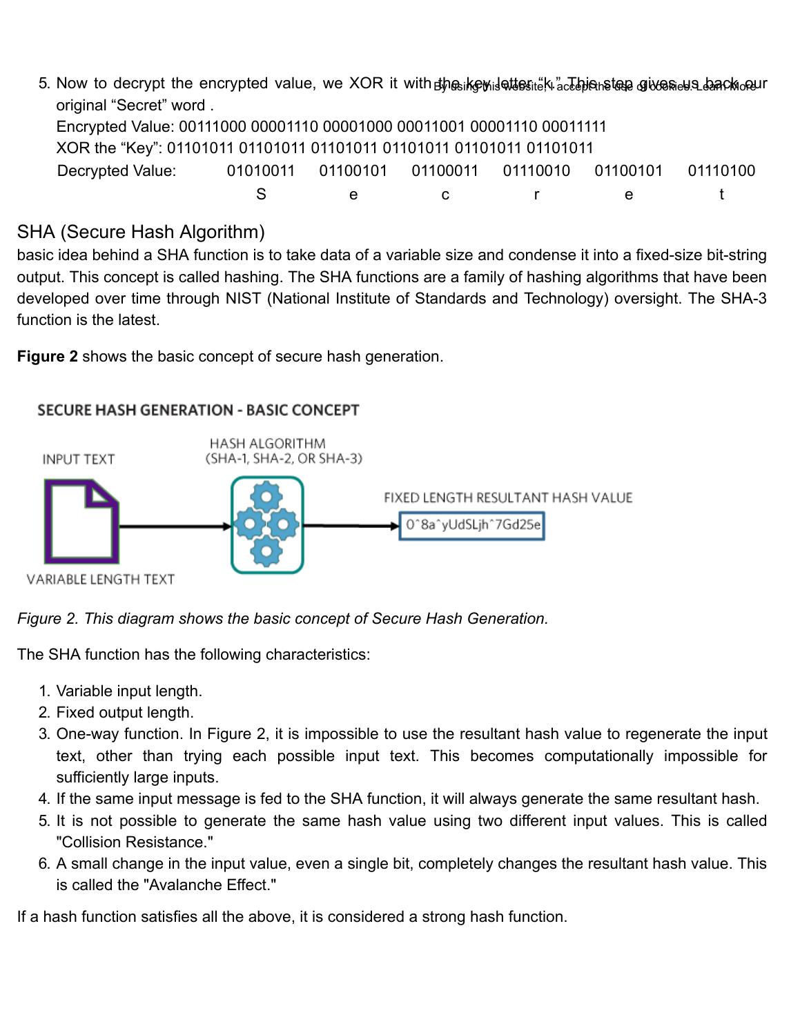5. Now to decrypt the encrypted value, we XOR it with the key letter "k." This step gives us back our original "Secret" word .

   Encrypted Value: 00111000 00001110 00001000 00011001 00001110 00011111

   XOR the "Key": 01101011 01101011 01101011 01101011 01101011 01101011

   | Decrypted Value: | 01010011 | 01100101 | 01100011 | 01110010 | 01100101 | 01110100 |
   |---|---|---|---|---|---|---|
   | | S | e | c | r | e | t |

## SHA (Secure Hash Algorithm)

basic idea behind a SHA function is to take data of a variable size and condense it into a fixed-size bit-string output. This concept is called hashing. The SHA functions are a family of hashing algorithms that have been developed over time through NIST (National Institute of Standards and Technology) oversight. The SHA-3 function is the latest.

**Figure 2** shows the basic concept of secure hash generation.

*Figure 2. This diagram shows the basic concept of Secure Hash Generation.*

The SHA function has the following characteristics:

1. Variable input length.
2. Fixed output length.
3. One-way function. In Figure 2, it is impossible to use the resultant hash value to regenerate the input text, other than trying each possible input text. This becomes computationally impossible for sufficiently large inputs.
4. If the same input message is fed to the SHA function, it will always generate the same resultant hash.
5. It is not possible to generate the same hash value using two different input values. This is called "Collision Resistance."
6. A small change in the input value, even a single bit, completely changes the resultant hash value. This is called the "Avalanche Effect."

If a hash function satisfies all the above, it is considered a strong hash function.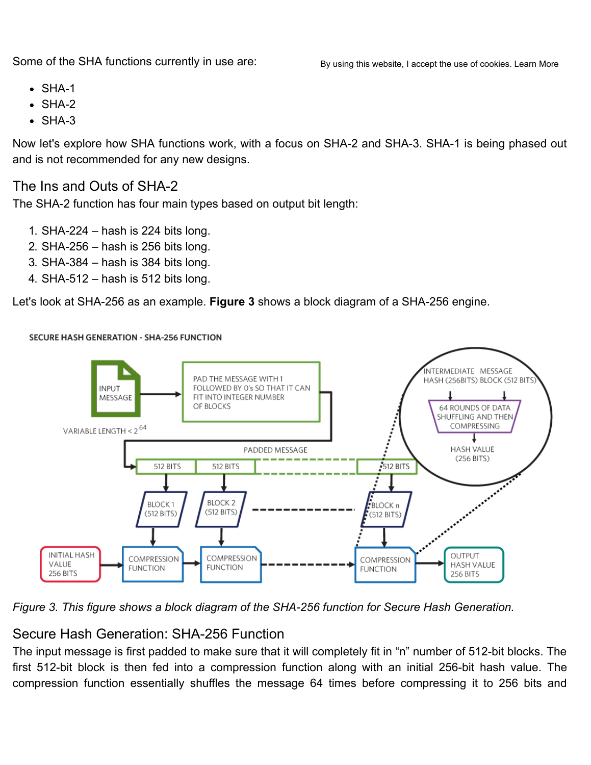Some of the SHA functions currently in use are:

- SHA-1
- SHA-2
- SHA-3

Now let's explore how SHA functions work, with a focus on SHA-2 and SHA-3. SHA-1 is being phased out and is not recommended for any new designs.

## The Ins and Outs of SHA-2

The SHA-2 function has four main types based on output bit length:

1. SHA-224 – hash is 224 bits long.
2. SHA-256 – hash is 256 bits long.
3. SHA-384 – hash is 384 bits long.
4. SHA-512 – hash is 512 bits long.

Let's look at SHA-256 as an example. **Figure 3** shows a block diagram of a SHA-256 engine.

*Figure 3. This figure shows a block diagram of the SHA-256 function for Secure Hash Generation.*

## Secure Hash Generation: SHA-256 Function

The input message is first padded to make sure that it will completely fit in "n" number of 512-bit blocks. The first 512-bit block is then fed into a compression function along with an initial 256-bit hash value. The compression function essentially shuffles the message 64 times before compressing it to 256 bits and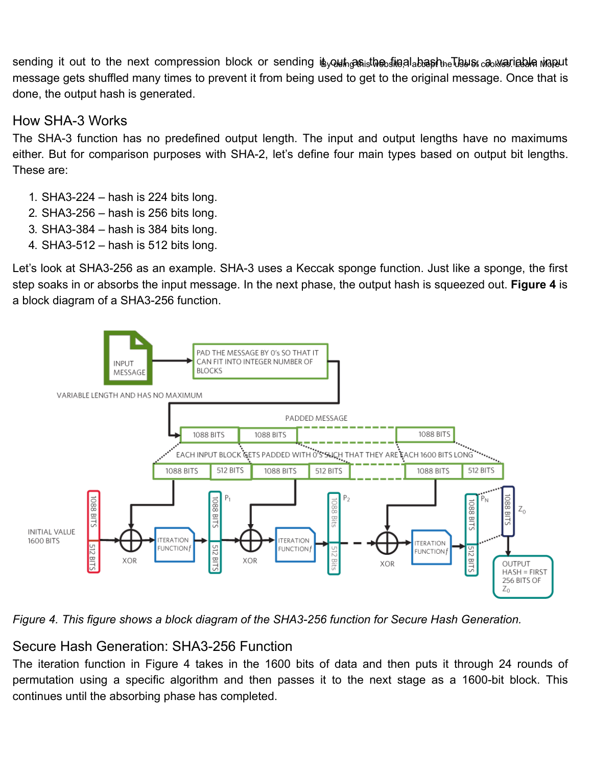sending it out to the next compression block or sending it out as the final hash. Thus, a variable input message gets shuffled many times to prevent it from being used to get to the original message. Once that is done, the output hash is generated.

## How SHA-3 Works

The SHA-3 function has no predefined output length. The input and output lengths have no maximums either. But for comparison purposes with SHA-2, let's define four main types based on output bit lengths. These are:

1. SHA3-224 – hash is 224 bits long.
2. SHA3-256 – hash is 256 bits long.
3. SHA3-384 – hash is 384 bits long.
4. SHA3-512 – hash is 512 bits long.

Let's look at SHA3-256 as an example. SHA-3 uses a Keccak sponge function. Just like a sponge, the first step soaks in or absorbs the input message. In the next phase, the output hash is squeezed out. **Figure 4** is a block diagram of a SHA3-256 function.

*Figure 4. This figure shows a block diagram of the SHA3-256 function for Secure Hash Generation.*

## Secure Hash Generation: SHA3-256 Function

The iteration function in Figure 4 takes in the 1600 bits of data and then puts it through 24 rounds of permutation using a specific algorithm and then passes it to the next stage as a 1600-bit block. This continues until the absorbing phase has completed.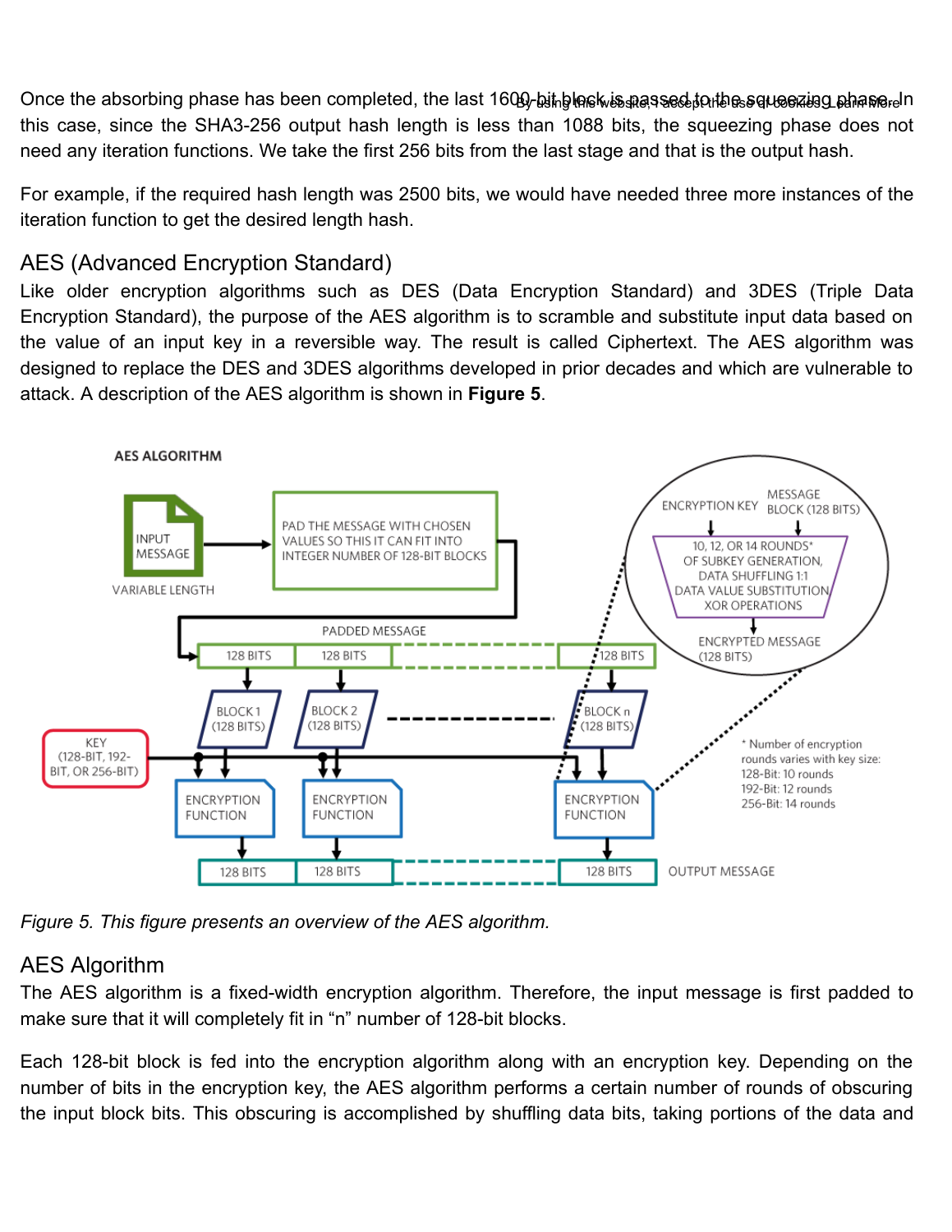Once the absorbing phase has been completed, the last 1600-bit block is passed to the squeezing phase. In this case, since the SHA3-256 output hash length is less than 1088 bits, the squeezing phase does not need any iteration functions. We take the first 256 bits from the last stage and that is the output hash.

For example, if the required hash length was 2500 bits, we would have needed three more instances of the iteration function to get the desired length hash.

## AES (Advanced Encryption Standard)

Like older encryption algorithms such as DES (Data Encryption Standard) and 3DES (Triple Data Encryption Standard), the purpose of the AES algorithm is to scramble and substitute input data based on the value of an input key in a reversible way. The result is called Ciphertext. The AES algorithm was designed to replace the DES and 3DES algorithms developed in prior decades and which are vulnerable to attack. A description of the AES algorithm is shown in **Figure 5**.

*Figure 5. This figure presents an overview of the AES algorithm.*

## AES Algorithm

The AES algorithm is a fixed-width encryption algorithm. Therefore, the input message is first padded to make sure that it will completely fit in "n" number of 128-bit blocks.

Each 128-bit block is fed into the encryption algorithm along with an encryption key. Depending on the number of bits in the encryption key, the AES algorithm performs a certain number of rounds of obscuring the input block bits. This obscuring is accomplished by shuffling data bits, taking portions of the data and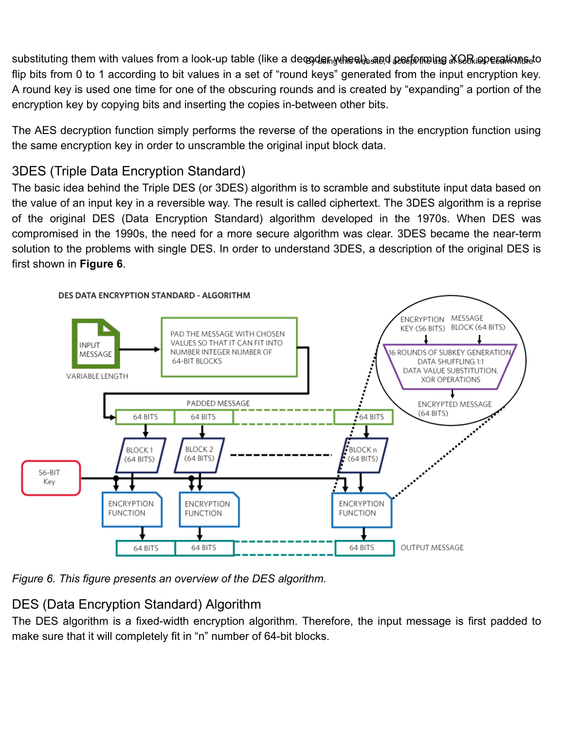substituting them with values from a look-up table (like a decoder wheel), and performing XOR operations to flip bits from 0 to 1 according to bit values in a set of "round keys" generated from the input encryption key. A round key is used one time for one of the obscuring rounds and is created by "expanding" a portion of the encryption key by copying bits and inserting the copies in-between other bits.

The AES decryption function simply performs the reverse of the operations in the encryption function using the same encryption key in order to unscramble the original input block data.

## 3DES (Triple Data Encryption Standard)

The basic idea behind the Triple DES (or 3DES) algorithm is to scramble and substitute input data based on the value of an input key in a reversible way. The result is called ciphertext. The 3DES algorithm is a reprise of the original DES (Data Encryption Standard) algorithm developed in the 1970s. When DES was compromised in the 1990s, the need for a more secure algorithm was clear. 3DES became the near-term solution to the problems with single DES. In order to understand 3DES, a description of the original DES is first shown in **Figure 6**.

*Figure 6. This figure presents an overview of the DES algorithm.*

## DES (Data Encryption Standard) Algorithm

The DES algorithm is a fixed-width encryption algorithm. Therefore, the input message is first padded to make sure that it will completely fit in "n" number of 64-bit blocks.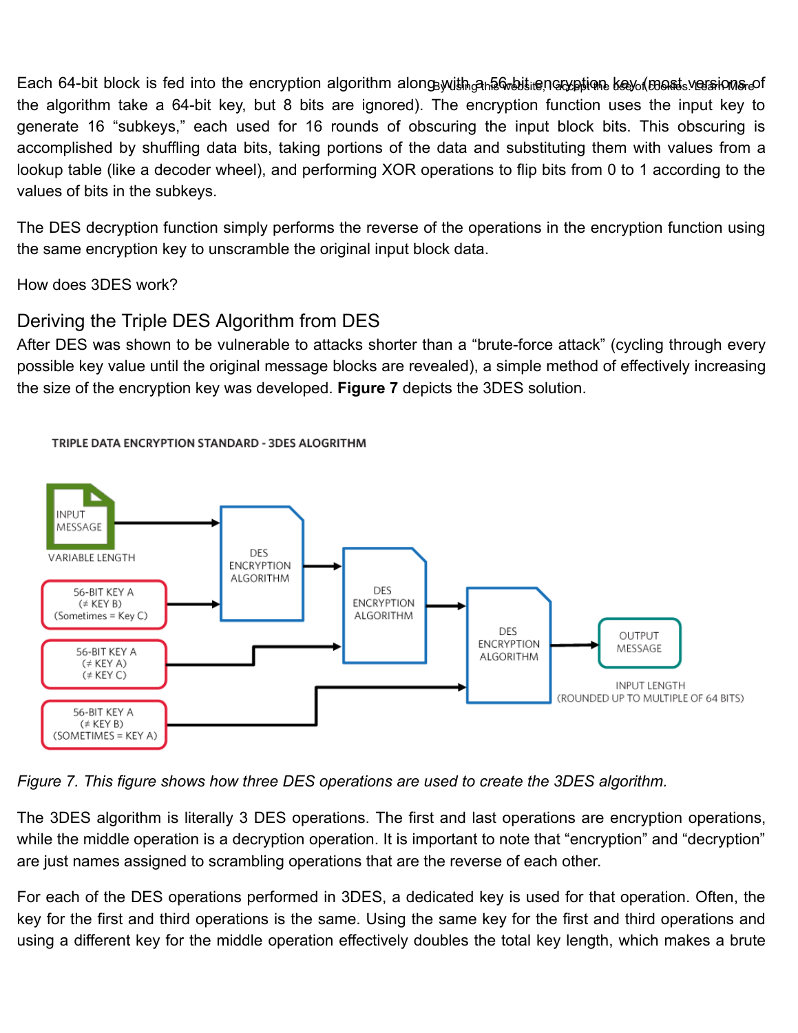Each 64-bit block is fed into the encryption algorithm along with a 56-bit encryption key (most versions of the algorithm take a 64-bit key, but 8 bits are ignored). The encryption function uses the input key to generate 16 "subkeys," each used for 16 rounds of obscuring the input block bits. This obscuring is accomplished by shuffling data bits, taking portions of the data and substituting them with values from a lookup table (like a decoder wheel), and performing XOR operations to flip bits from 0 to 1 according to the values of bits in the subkeys.

The DES decryption function simply performs the reverse of the operations in the encryption function using the same encryption key to unscramble the original input block data.

How does 3DES work?

## Deriving the Triple DES Algorithm from DES

After DES was shown to be vulnerable to attacks shorter than a "brute-force attack" (cycling through every possible key value until the original message blocks are revealed), a simple method of effectively increasing the size of the encryption key was developed. **Figure 7** depicts the 3DES solution.

*Figure 7. This figure shows how three DES operations are used to create the 3DES algorithm.*

The 3DES algorithm is literally 3 DES operations. The first and last operations are encryption operations, while the middle operation is a decryption operation. It is important to note that "encryption" and "decryption" are just names assigned to scrambling operations that are the reverse of each other.

For each of the DES operations performed in 3DES, a dedicated key is used for that operation. Often, the key for the first and third operations is the same. Using the same key for the first and third operations and using a different key for the middle operation effectively doubles the total key length, which makes a brute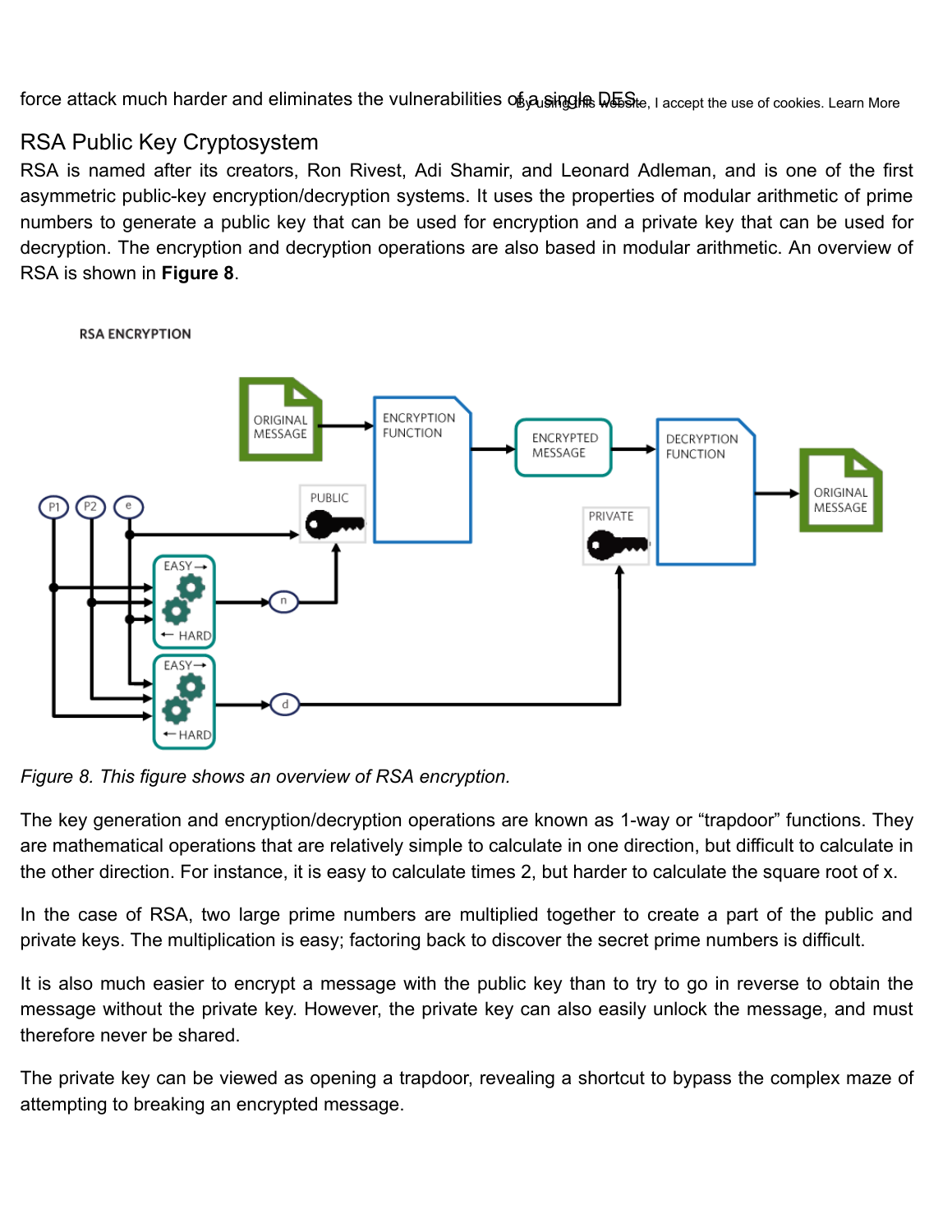force attack much harder and eliminates the vulnerabilities of a single DES.

## RSA Public Key Cryptosystem

RSA is named after its creators, Ron Rivest, Adi Shamir, and Leonard Adleman, and is one of the first asymmetric public-key encryption/decryption systems. It uses the properties of modular arithmetic of prime numbers to generate a public key that can be used for encryption and a private key that can be used for decryption. The encryption and decryption operations are also based in modular arithmetic. An overview of RSA is shown in **Figure 8**.

*Figure 8. This figure shows an overview of RSA encryption.*

The key generation and encryption/decryption operations are known as 1-way or "trapdoor" functions. They are mathematical operations that are relatively simple to calculate in one direction, but difficult to calculate in the other direction. For instance, it is easy to calculate times 2, but harder to calculate the square root of x.

In the case of RSA, two large prime numbers are multiplied together to create a part of the public and private keys. The multiplication is easy; factoring back to discover the secret prime numbers is difficult.

It is also much easier to encrypt a message with the public key than to try to go in reverse to obtain the message without the private key. However, the private key can also easily unlock the message, and must therefore never be shared.

The private key can be viewed as opening a trapdoor, revealing a shortcut to bypass the complex maze of attempting to breaking an encrypted message.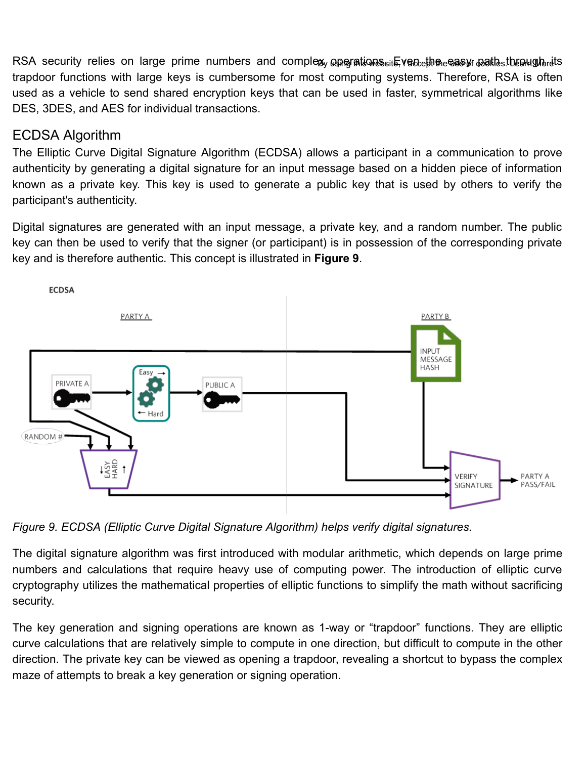RSA security relies on large prime numbers and complex operations. Even the easy path through its trapdoor functions with large keys is cumbersome for most computing systems. Therefore, RSA is often used as a vehicle to send shared encryption keys that can be used in faster, symmetrical algorithms like DES, 3DES, and AES for individual transactions.

## ECDSA Algorithm

The Elliptic Curve Digital Signature Algorithm (ECDSA) allows a participant in a communication to prove authenticity by generating a digital signature for an input message based on a hidden piece of information known as a private key. This key is used to generate a public key that is used by others to verify the participant's authenticity.

Digital signatures are generated with an input message, a private key, and a random number. The public key can then be used to verify that the signer (or participant) is in possession of the corresponding private key and is therefore authentic. This concept is illustrated in **Figure 9**.

*Figure 9. ECDSA (Elliptic Curve Digital Signature Algorithm) helps verify digital signatures.*

The digital signature algorithm was first introduced with modular arithmetic, which depends on large prime numbers and calculations that require heavy use of computing power. The introduction of elliptic curve cryptography utilizes the mathematical properties of elliptic functions to simplify the math without sacrificing security.

The key generation and signing operations are known as 1-way or "trapdoor" functions. They are elliptic curve calculations that are relatively simple to compute in one direction, but difficult to compute in the other direction. The private key can be viewed as opening a trapdoor, revealing a shortcut to bypass the complex maze of attempts to break a key generation or signing operation.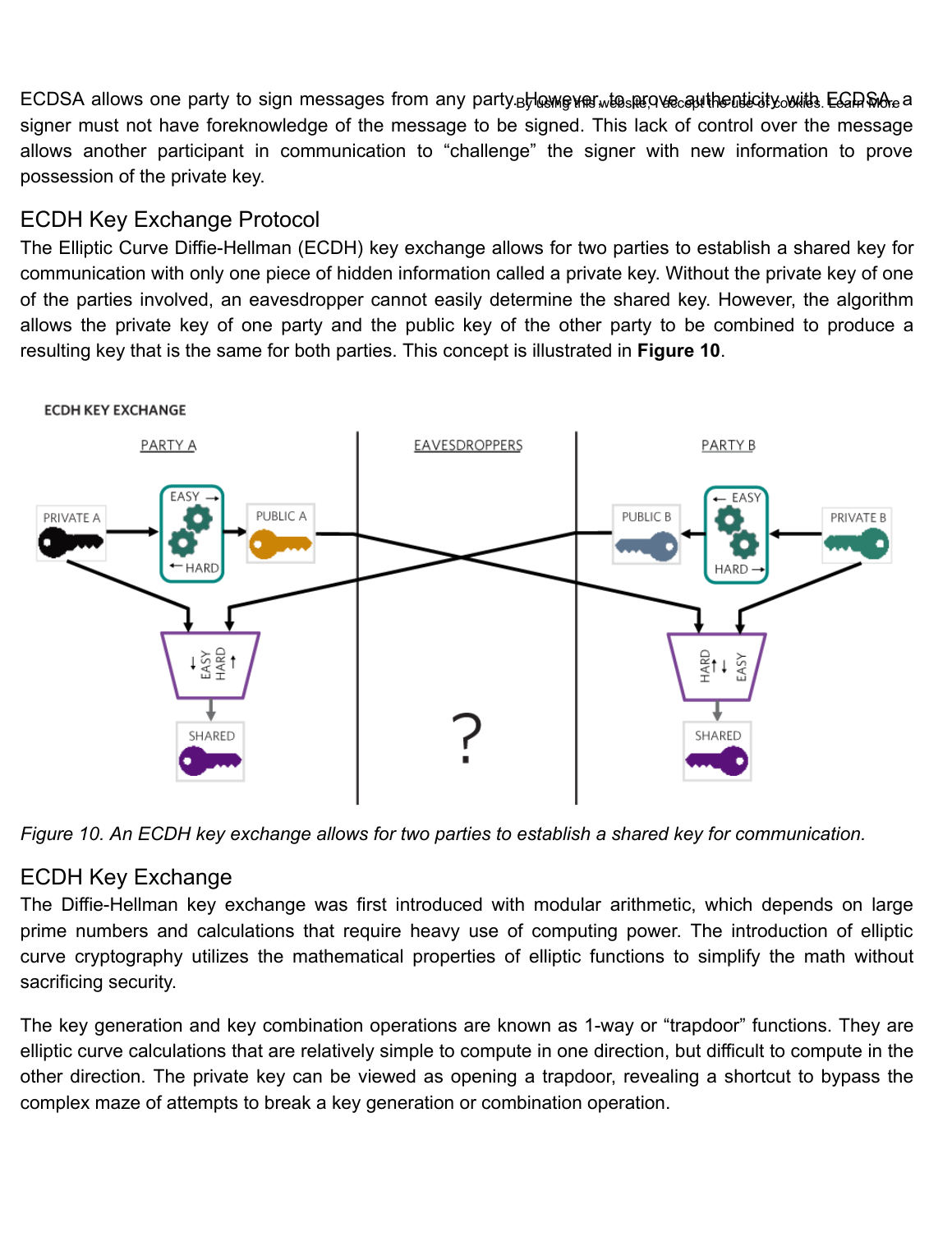ECDSA allows one party to sign messages from any party. However, to prove authenticity with ECDSA a signer must not have foreknowledge of the message to be signed. This lack of control over the message allows another participant in communication to "challenge" the signer with new information to prove possession of the private key.

## ECDH Key Exchange Protocol

The Elliptic Curve Diffie-Hellman (ECDH) key exchange allows for two parties to establish a shared key for communication with only one piece of hidden information called a private key. Without the private key of one of the parties involved, an eavesdropper cannot easily determine the shared key. However, the algorithm allows the private key of one party and the public key of the other party to be combined to produce a resulting key that is the same for both parties. This concept is illustrated in **Figure 10**.

*Figure 10. An ECDH key exchange allows for two parties to establish a shared key for communication.*

## ECDH Key Exchange

The Diffie-Hellman key exchange was first introduced with modular arithmetic, which depends on large prime numbers and calculations that require heavy use of computing power. The introduction of elliptic curve cryptography utilizes the mathematical properties of elliptic functions to simplify the math without sacrificing security.

The key generation and key combination operations are known as 1-way or "trapdoor" functions. They are elliptic curve calculations that are relatively simple to compute in one direction, but difficult to compute in the other direction. The private key can be viewed as opening a trapdoor, revealing a shortcut to bypass the complex maze of attempts to break a key generation or combination operation.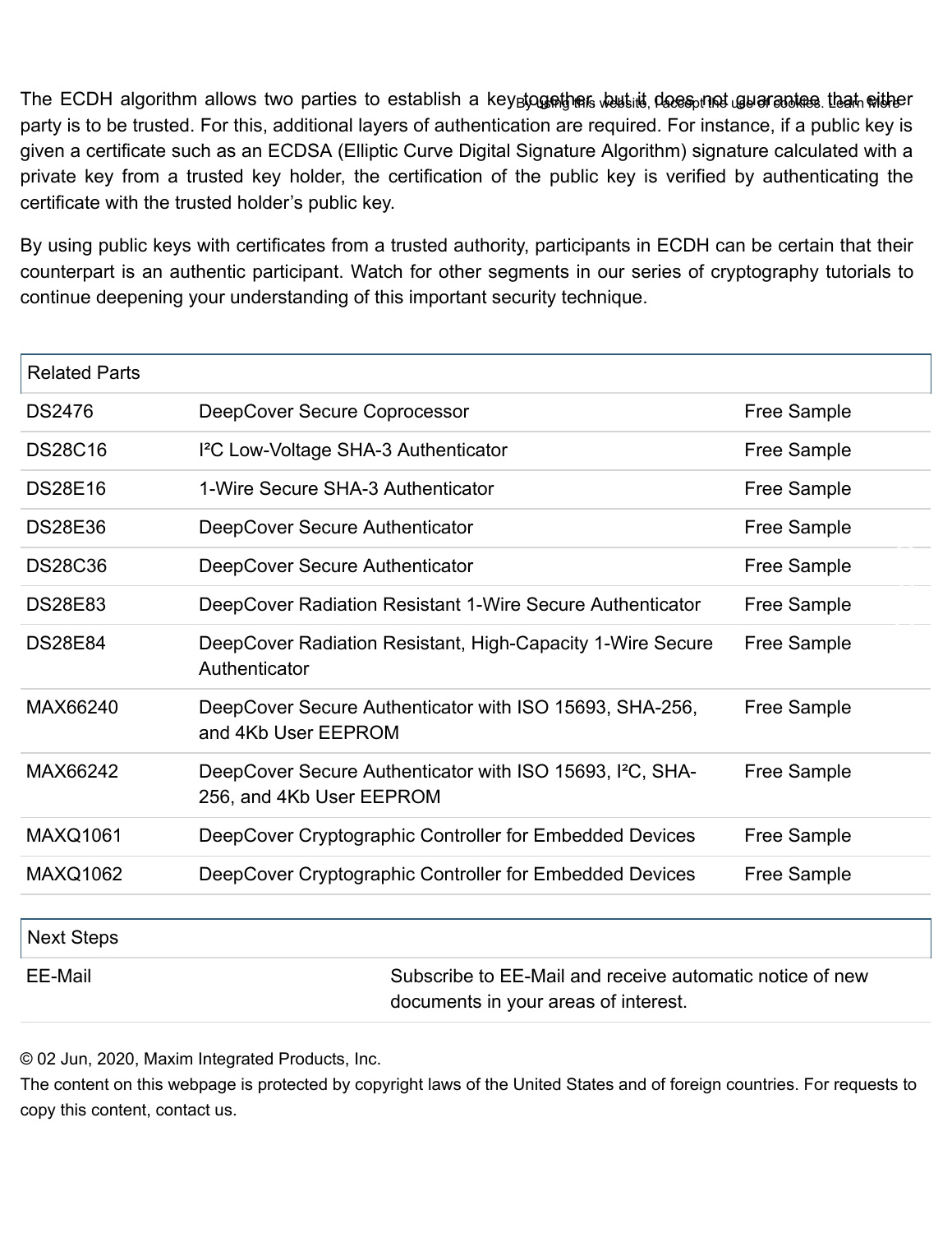The ECDH algorithm allows two parties to establish a key together, but it does not guarantee that either party is to be trusted. For this, additional layers of authentication are required. For instance, if a public key is given a certificate such as an ECDSA (Elliptic Curve Digital Signature Algorithm) signature calculated with a private key from a trusted key holder, the certification of the public key is verified by authenticating the certificate with the trusted holder's public key.

By using public keys with certificates from a trusted authority, participants in ECDH can be certain that their counterpart is an authentic participant. Watch for other segments in our series of cryptography tutorials to continue deepening your understanding of this important security technique.

| Related Parts | | |
|---|---|---|
| DS2476 | DeepCover Secure Coprocessor | Free Sample |
| DS28C16 | I²C Low-Voltage SHA-3 Authenticator | Free Sample |
| DS28E16 | 1-Wire Secure SHA-3 Authenticator | Free Sample |
| DS28E36 | DeepCover Secure Authenticator | Free Sample |
| DS28C36 | DeepCover Secure Authenticator | Free Sample |
| DS28E83 | DeepCover Radiation Resistant 1-Wire Secure Authenticator | Free Sample |
| DS28E84 | DeepCover Radiation Resistant, High-Capacity 1-Wire Secure Authenticator | Free Sample |
| MAX66240 | DeepCover Secure Authenticator with ISO 15693, SHA-256, and 4Kb User EEPROM | Free Sample |
| MAX66242 | DeepCover Secure Authenticator with ISO 15693, I²C, SHA-256, and 4Kb User EEPROM | Free Sample |
| MAXQ1061 | DeepCover Cryptographic Controller for Embedded Devices | Free Sample |
| MAXQ1062 | DeepCover Cryptographic Controller for Embedded Devices | Free Sample |

| Next Steps | |
|---|---|
| EE-Mail | Subscribe to EE-Mail and receive automatic notice of new documents in your areas of interest. |

© 02 Jun, 2020, Maxim Integrated Products, Inc.
The content on this webpage is protected by copyright laws of the United States and of foreign countries. For requests to copy this content, contact us.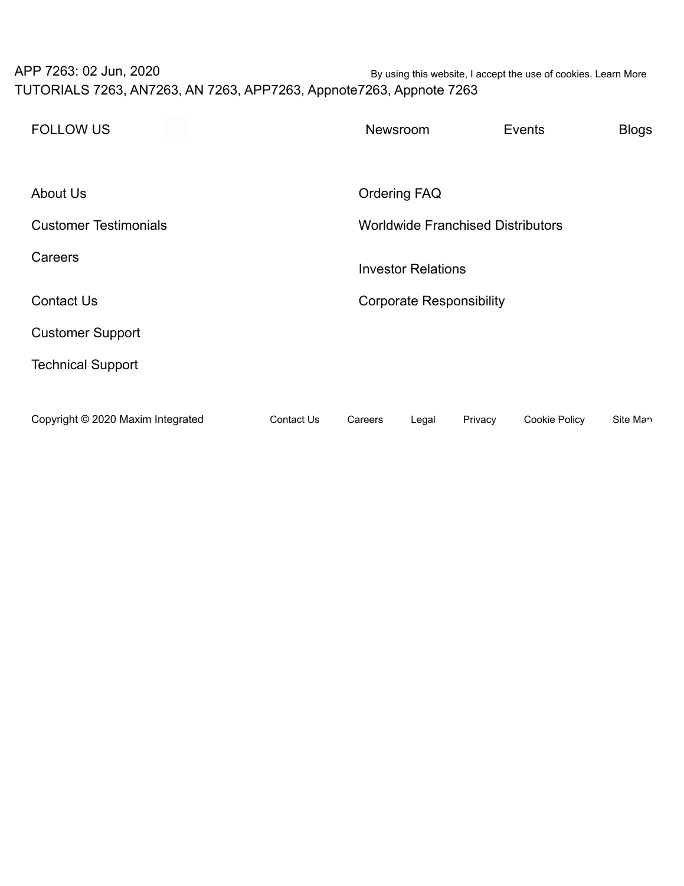APP 7263: 02 Jun, 2020

By using this website, I accept the use of cookies. Learn More

TUTORIALS 7263, AN7263, AN 7263, APP7263, Appnote7263, Appnote 7263

FOLLOW US

Newsroom

Events

Blogs

About Us

Customer Testimonials

Careers

Contact Us

Customer Support

Technical Support

Ordering FAQ

Worldwide Franchised Distributors

Investor Relations

Corporate Responsibility

Copyright © 2020 Maxim Integrated

Contact Us

Careers

Legal

Privacy

Cookie Policy

Site Map